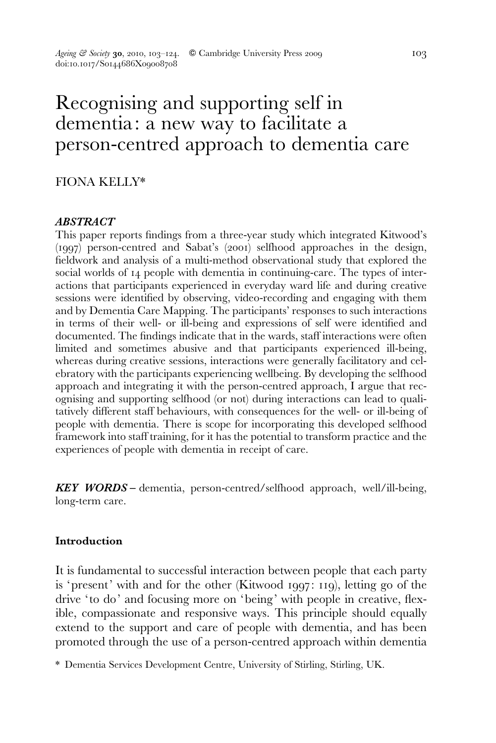# Recognising and supporting self in dementia: a new way to facilitate a person-centred approach to dementia care

FIONA KELLY*

***ABSTRACT***

This paper reports findings from a three-year study which integrated Kitwood's (1997) person-centred and Sabat's (2001) selfhood approaches in the design, fieldwork and analysis of a multi-method observational study that explored the social worlds of 14 people with dementia in continuing-care. The types of interactions that participants experienced in everyday ward life and during creative sessions were identified by observing, video-recording and engaging with them and by Dementia Care Mapping. The participants' responses to such interactions in terms of their well- or ill-being and expressions of self were identified and documented. The findings indicate that in the wards, staff interactions were often limited and sometimes abusive and that participants experienced ill-being, whereas during creative sessions, interactions were generally facilitatory and celebratory with the participants experiencing wellbeing. By developing the selfhood approach and integrating it with the person-centred approach, I argue that recognising and supporting selfhood (or not) during interactions can lead to qualitatively different staff behaviours, with consequences for the well- or ill-being of people with dementia. There is scope for incorporating this developed selfhood framework into staff training, for it has the potential to transform practice and the experiences of people with dementia in receipt of care.

***KEY WORDS*** – dementia, person-centred/selfhood approach, well/ill-being, long-term care.

## Introduction

It is fundamental to successful interaction between people that each party is 'present' with and for the other (Kitwood 1997: 119), letting go of the drive 'to do' and focusing more on 'being' with people in creative, flexible, compassionate and responsive ways. This principle should equally extend to the support and care of people with dementia, and has been promoted through the use of a person-centred approach within dementia

\* Dementia Services Development Centre, University of Stirling, Stirling, UK.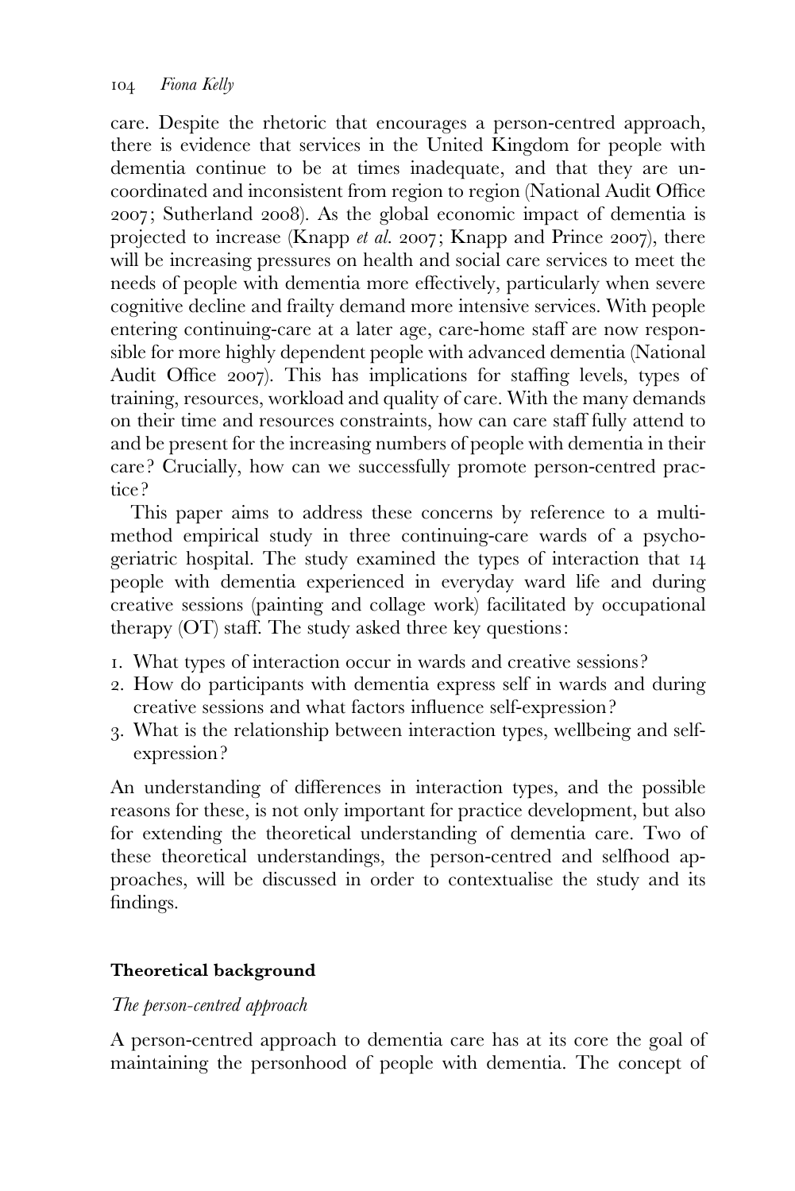care. Despite the rhetoric that encourages a person-centred approach, there is evidence that services in the United Kingdom for people with dementia continue to be at times inadequate, and that they are uncoordinated and inconsistent from region to region (National Audit Office 2007; Sutherland 2008). As the global economic impact of dementia is projected to increase (Knapp *et al.* 2007; Knapp and Prince 2007), there will be increasing pressures on health and social care services to meet the needs of people with dementia more effectively, particularly when severe cognitive decline and frailty demand more intensive services. With people entering continuing-care at a later age, care-home staff are now responsible for more highly dependent people with advanced dementia (National Audit Office 2007). This has implications for staffing levels, types of training, resources, workload and quality of care. With the many demands on their time and resources constraints, how can care staff fully attend to and be present for the increasing numbers of people with dementia in their care? Crucially, how can we successfully promote person-centred practice?

This paper aims to address these concerns by reference to a multi-method empirical study in three continuing-care wards of a psychogeriatric hospital. The study examined the types of interaction that 14 people with dementia experienced in everyday ward life and during creative sessions (painting and collage work) facilitated by occupational therapy (OT) staff. The study asked three key questions:

1. What types of interaction occur in wards and creative sessions?
2. How do participants with dementia express self in wards and during creative sessions and what factors influence self-expression?
3. What is the relationship between interaction types, wellbeing and self-expression?

An understanding of differences in interaction types, and the possible reasons for these, is not only important for practice development, but also for extending the theoretical understanding of dementia care. Two of these theoretical understandings, the person-centred and selfhood approaches, will be discussed in order to contextualise the study and its findings.

## Theoretical background

### *The person-centred approach*

A person-centred approach to dementia care has at its core the goal of maintaining the personhood of people with dementia. The concept of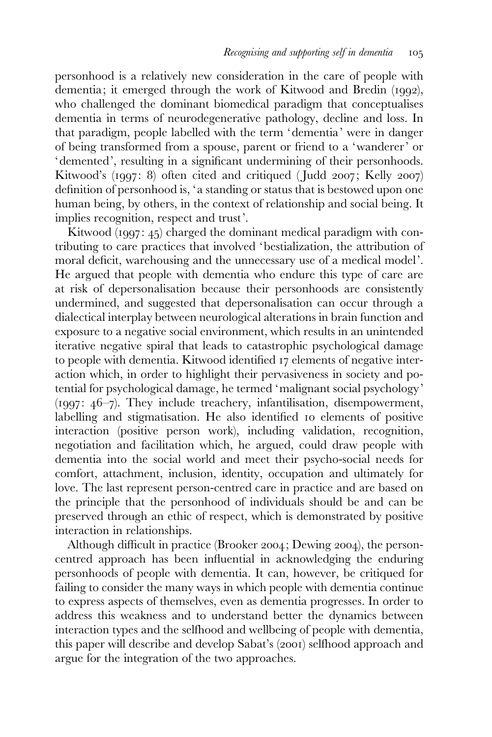personhood is a relatively new consideration in the care of people with dementia; it emerged through the work of Kitwood and Bredin (1992), who challenged the dominant biomedical paradigm that conceptualises dementia in terms of neurodegenerative pathology, decline and loss. In that paradigm, people labelled with the term 'dementia' were in danger of being transformed from a spouse, parent or friend to a 'wanderer' or 'demented', resulting in a significant undermining of their personhoods. Kitwood's (1997: 8) often cited and critiqued (Judd 2007; Kelly 2007) definition of personhood is, 'a standing or status that is bestowed upon one human being, by others, in the context of relationship and social being. It implies recognition, respect and trust'.

Kitwood (1997: 45) charged the dominant medical paradigm with contributing to care practices that involved 'bestialization, the attribution of moral deficit, warehousing and the unnecessary use of a medical model'. He argued that people with dementia who endure this type of care are at risk of depersonalisation because their personhoods are consistently undermined, and suggested that depersonalisation can occur through a dialectical interplay between neurological alterations in brain function and exposure to a negative social environment, which results in an unintended iterative negative spiral that leads to catastrophic psychological damage to people with dementia. Kitwood identified 17 elements of negative interaction which, in order to highlight their pervasiveness in society and potential for psychological damage, he termed 'malignant social psychology' (1997: 46–7). They include treachery, infantilisation, disempowerment, labelling and stigmatisation. He also identified 10 elements of positive interaction (positive person work), including validation, recognition, negotiation and facilitation which, he argued, could draw people with dementia into the social world and meet their psycho-social needs for comfort, attachment, inclusion, identity, occupation and ultimately for love. The last represent person-centred care in practice and are based on the principle that the personhood of individuals should be and can be preserved through an ethic of respect, which is demonstrated by positive interaction in relationships.

Although difficult in practice (Brooker 2004; Dewing 2004), the person-centred approach has been influential in acknowledging the enduring personhoods of people with dementia. It can, however, be critiqued for failing to consider the many ways in which people with dementia continue to express aspects of themselves, even as dementia progresses. In order to address this weakness and to understand better the dynamics between interaction types and the selfhood and wellbeing of people with dementia, this paper will describe and develop Sabat's (2001) selfhood approach and argue for the integration of the two approaches.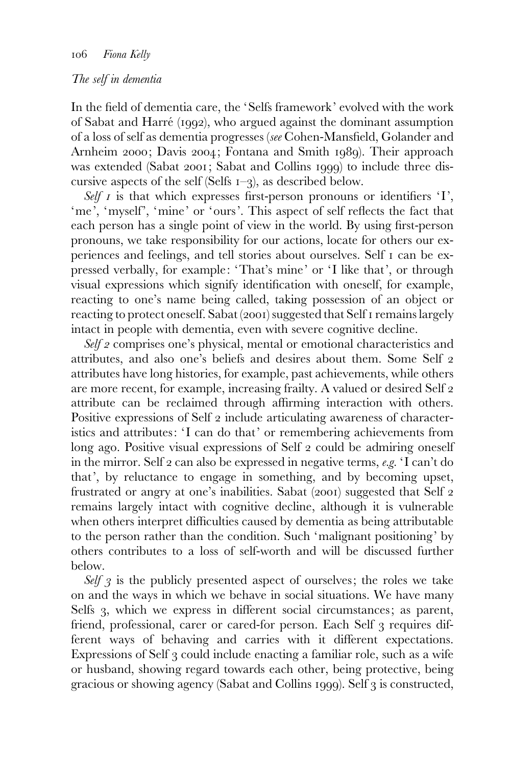## *The self in dementia*

In the field of dementia care, the 'Selfs framework' evolved with the work of Sabat and Harré (1992), who argued against the dominant assumption of a loss of self as dementia progresses (*see* Cohen-Mansfield, Golander and Arnheim 2000; Davis 2004; Fontana and Smith 1989). Their approach was extended (Sabat 2001; Sabat and Collins 1999) to include three discursive aspects of the self (Selfs 1–3), as described below.

*Self 1* is that which expresses first-person pronouns or identifiers 'I', 'me', 'myself', 'mine' or 'ours'. This aspect of self reflects the fact that each person has a single point of view in the world. By using first-person pronouns, we take responsibility for our actions, locate for others our experiences and feelings, and tell stories about ourselves. Self 1 can be expressed verbally, for example: 'That's mine' or 'I like that', or through visual expressions which signify identification with oneself, for example, reacting to one's name being called, taking possession of an object or reacting to protect oneself. Sabat (2001) suggested that Self 1 remains largely intact in people with dementia, even with severe cognitive decline.

*Self 2* comprises one's physical, mental or emotional characteristics and attributes, and also one's beliefs and desires about them. Some Self 2 attributes have long histories, for example, past achievements, while others are more recent, for example, increasing frailty. A valued or desired Self 2 attribute can be reclaimed through affirming interaction with others. Positive expressions of Self 2 include articulating awareness of characteristics and attributes: 'I can do that' or remembering achievements from long ago. Positive visual expressions of Self 2 could be admiring oneself in the mirror. Self 2 can also be expressed in negative terms, *e.g.* 'I can't do that', by reluctance to engage in something, and by becoming upset, frustrated or angry at one's inabilities. Sabat (2001) suggested that Self 2 remains largely intact with cognitive decline, although it is vulnerable when others interpret difficulties caused by dementia as being attributable to the person rather than the condition. Such 'malignant positioning' by others contributes to a loss of self-worth and will be discussed further below.

*Self 3* is the publicly presented aspect of ourselves; the roles we take on and the ways in which we behave in social situations. We have many Selfs 3, which we express in different social circumstances; as parent, friend, professional, carer or cared-for person. Each Self 3 requires different ways of behaving and carries with it different expectations. Expressions of Self 3 could include enacting a familiar role, such as a wife or husband, showing regard towards each other, being protective, being gracious or showing agency (Sabat and Collins 1999). Self 3 is constructed,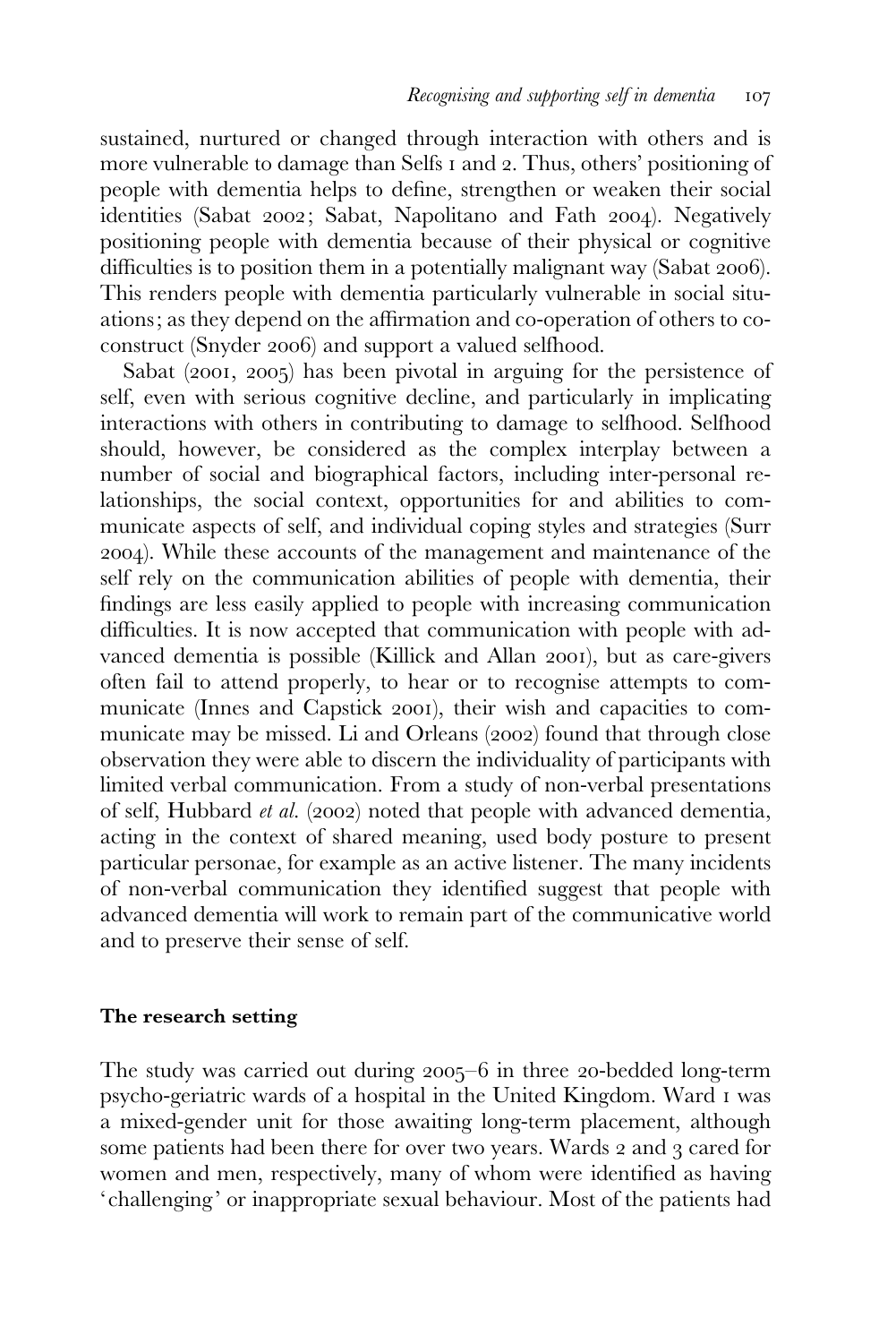sustained, nurtured or changed through interaction with others and is more vulnerable to damage than Selfs 1 and 2. Thus, others' positioning of people with dementia helps to define, strengthen or weaken their social identities (Sabat 2002; Sabat, Napolitano and Fath 2004). Negatively positioning people with dementia because of their physical or cognitive difficulties is to position them in a potentially malignant way (Sabat 2006). This renders people with dementia particularly vulnerable in social situations; as they depend on the affirmation and co-operation of others to co-construct (Snyder 2006) and support a valued selfhood.

Sabat (2001, 2005) has been pivotal in arguing for the persistence of self, even with serious cognitive decline, and particularly in implicating interactions with others in contributing to damage to selfhood. Selfhood should, however, be considered as the complex interplay between a number of social and biographical factors, including inter-personal relationships, the social context, opportunities for and abilities to communicate aspects of self, and individual coping styles and strategies (Surr 2004). While these accounts of the management and maintenance of the self rely on the communication abilities of people with dementia, their findings are less easily applied to people with increasing communication difficulties. It is now accepted that communication with people with advanced dementia is possible (Killick and Allan 2001), but as care-givers often fail to attend properly, to hear or to recognise attempts to communicate (Innes and Capstick 2001), their wish and capacities to communicate may be missed. Li and Orleans (2002) found that through close observation they were able to discern the individuality of participants with limited verbal communication. From a study of non-verbal presentations of self, Hubbard *et al.* (2002) noted that people with advanced dementia, acting in the context of shared meaning, used body posture to present particular personae, for example as an active listener. The many incidents of non-verbal communication they identified suggest that people with advanced dementia will work to remain part of the communicative world and to preserve their sense of self.

## The research setting

The study was carried out during 2005–6 in three 20-bedded long-term psycho-geriatric wards of a hospital in the United Kingdom. Ward 1 was a mixed-gender unit for those awaiting long-term placement, although some patients had been there for over two years. Wards 2 and 3 cared for women and men, respectively, many of whom were identified as having 'challenging' or inappropriate sexual behaviour. Most of the patients had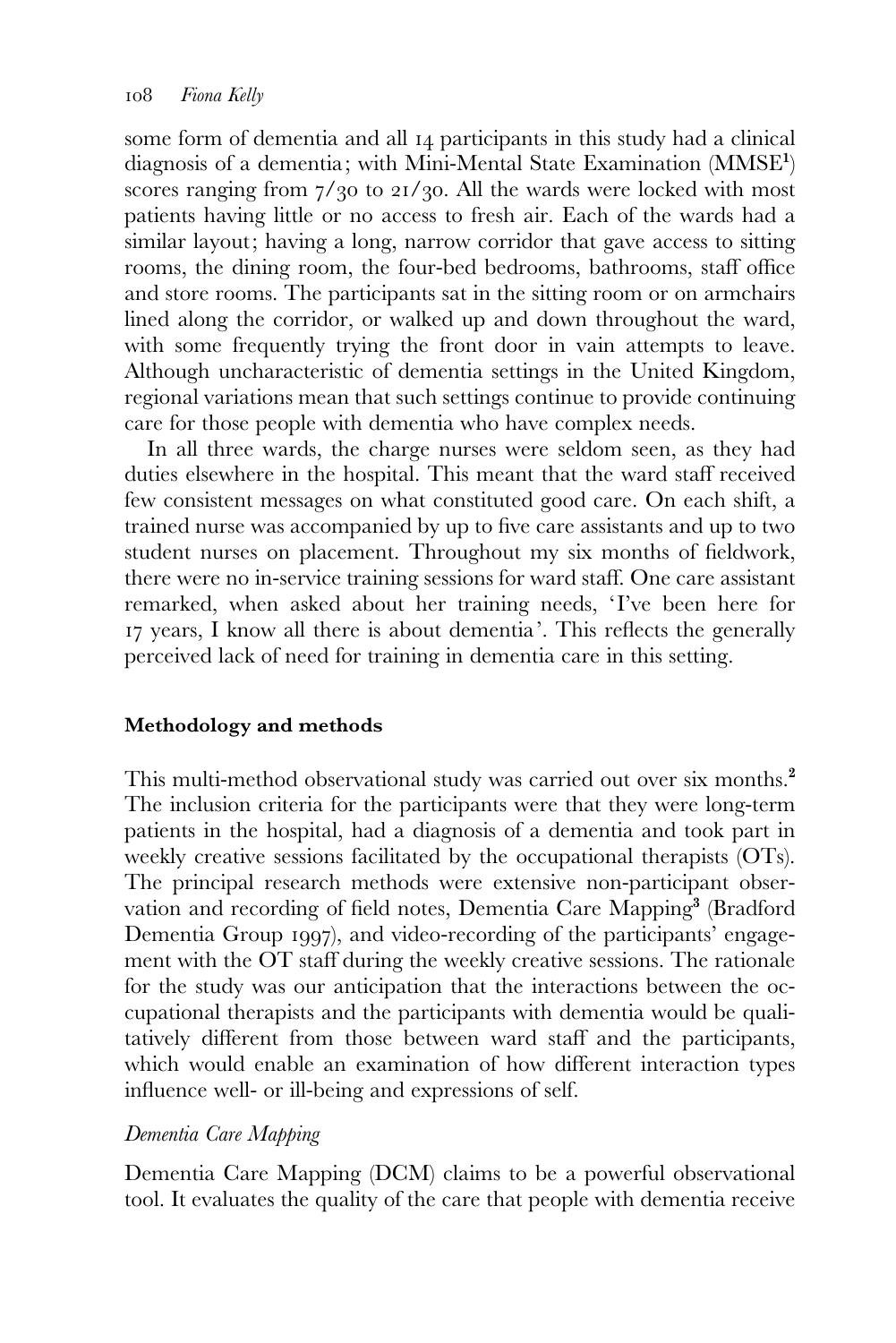some form of dementia and all 14 participants in this study had a clinical diagnosis of a dementia; with Mini-Mental State Examination (MMSE[1]) scores ranging from 7/30 to 21/30. All the wards were locked with most patients having little or no access to fresh air. Each of the wards had a similar layout; having a long, narrow corridor that gave access to sitting rooms, the dining room, the four-bed bedrooms, bathrooms, staff office and store rooms. The participants sat in the sitting room or on armchairs lined along the corridor, or walked up and down throughout the ward, with some frequently trying the front door in vain attempts to leave. Although uncharacteristic of dementia settings in the United Kingdom, regional variations mean that such settings continue to provide continuing care for those people with dementia who have complex needs.

In all three wards, the charge nurses were seldom seen, as they had duties elsewhere in the hospital. This meant that the ward staff received few consistent messages on what constituted good care. On each shift, a trained nurse was accompanied by up to five care assistants and up to two student nurses on placement. Throughout my six months of fieldwork, there were no in-service training sessions for ward staff. One care assistant remarked, when asked about her training needs, 'I've been here for 17 years, I know all there is about dementia'. This reflects the generally perceived lack of need for training in dementia care in this setting.

## Methodology and methods

This multi-method observational study was carried out over six months.[2] The inclusion criteria for the participants were that they were long-term patients in the hospital, had a diagnosis of a dementia and took part in weekly creative sessions facilitated by the occupational therapists (OTs). The principal research methods were extensive non-participant observation and recording of field notes, Dementia Care Mapping[3] (Bradford Dementia Group 1997), and video-recording of the participants' engagement with the OT staff during the weekly creative sessions. The rationale for the study was our anticipation that the interactions between the occupational therapists and the participants with dementia would be qualitatively different from those between ward staff and the participants, which would enable an examination of how different interaction types influence well- or ill-being and expressions of self.

### *Dementia Care Mapping*

Dementia Care Mapping (DCM) claims to be a powerful observational tool. It evaluates the quality of the care that people with dementia receive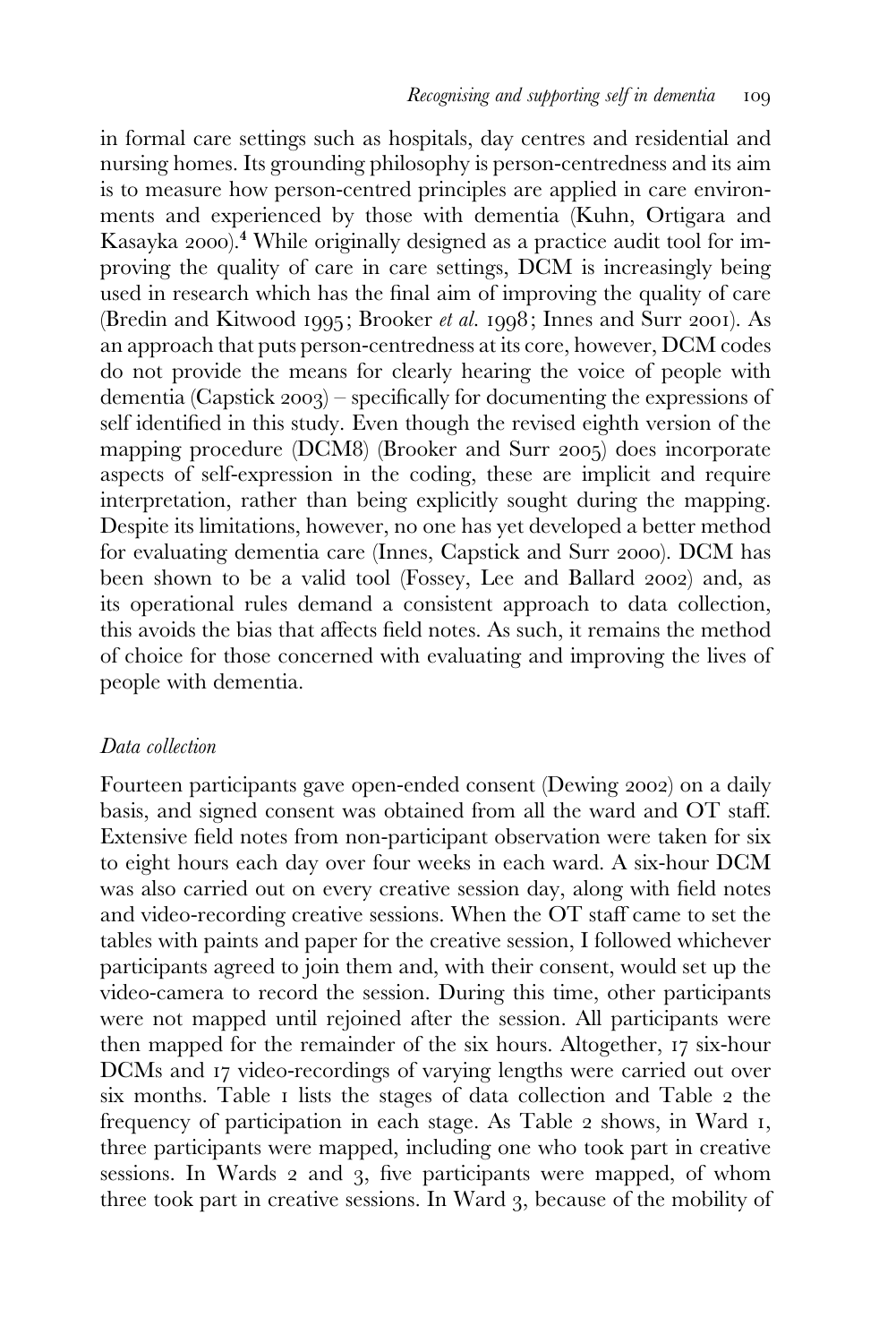in formal care settings such as hospitals, day centres and residential and nursing homes. Its grounding philosophy is person-centredness and its aim is to measure how person-centred principles are applied in care environments and experienced by those with dementia (Kuhn, Ortigara and Kasayka 2000).[4] While originally designed as a practice audit tool for improving the quality of care in care settings, DCM is increasingly being used in research which has the final aim of improving the quality of care (Bredin and Kitwood 1995; Brooker *et al.* 1998; Innes and Surr 2001). As an approach that puts person-centredness at its core, however, DCM codes do not provide the means for clearly hearing the voice of people with dementia (Capstick 2003) – specifically for documenting the expressions of self identified in this study. Even though the revised eighth version of the mapping procedure (DCM8) (Brooker and Surr 2005) does incorporate aspects of self-expression in the coding, these are implicit and require interpretation, rather than being explicitly sought during the mapping. Despite its limitations, however, no one has yet developed a better method for evaluating dementia care (Innes, Capstick and Surr 2000). DCM has been shown to be a valid tool (Fossey, Lee and Ballard 2002) and, as its operational rules demand a consistent approach to data collection, this avoids the bias that affects field notes. As such, it remains the method of choice for those concerned with evaluating and improving the lives of people with dementia.

### *Data collection*

Fourteen participants gave open-ended consent (Dewing 2002) on a daily basis, and signed consent was obtained from all the ward and OT staff. Extensive field notes from non-participant observation were taken for six to eight hours each day over four weeks in each ward. A six-hour DCM was also carried out on every creative session day, along with field notes and video-recording creative sessions. When the OT staff came to set the tables with paints and paper for the creative session, I followed whichever participants agreed to join them and, with their consent, would set up the video-camera to record the session. During this time, other participants were not mapped until rejoined after the session. All participants were then mapped for the remainder of the six hours. Altogether, 17 six-hour DCMs and 17 video-recordings of varying lengths were carried out over six months. Table 1 lists the stages of data collection and Table 2 the frequency of participation in each stage. As Table 2 shows, in Ward 1, three participants were mapped, including one who took part in creative sessions. In Wards 2 and 3, five participants were mapped, of whom three took part in creative sessions. In Ward 3, because of the mobility of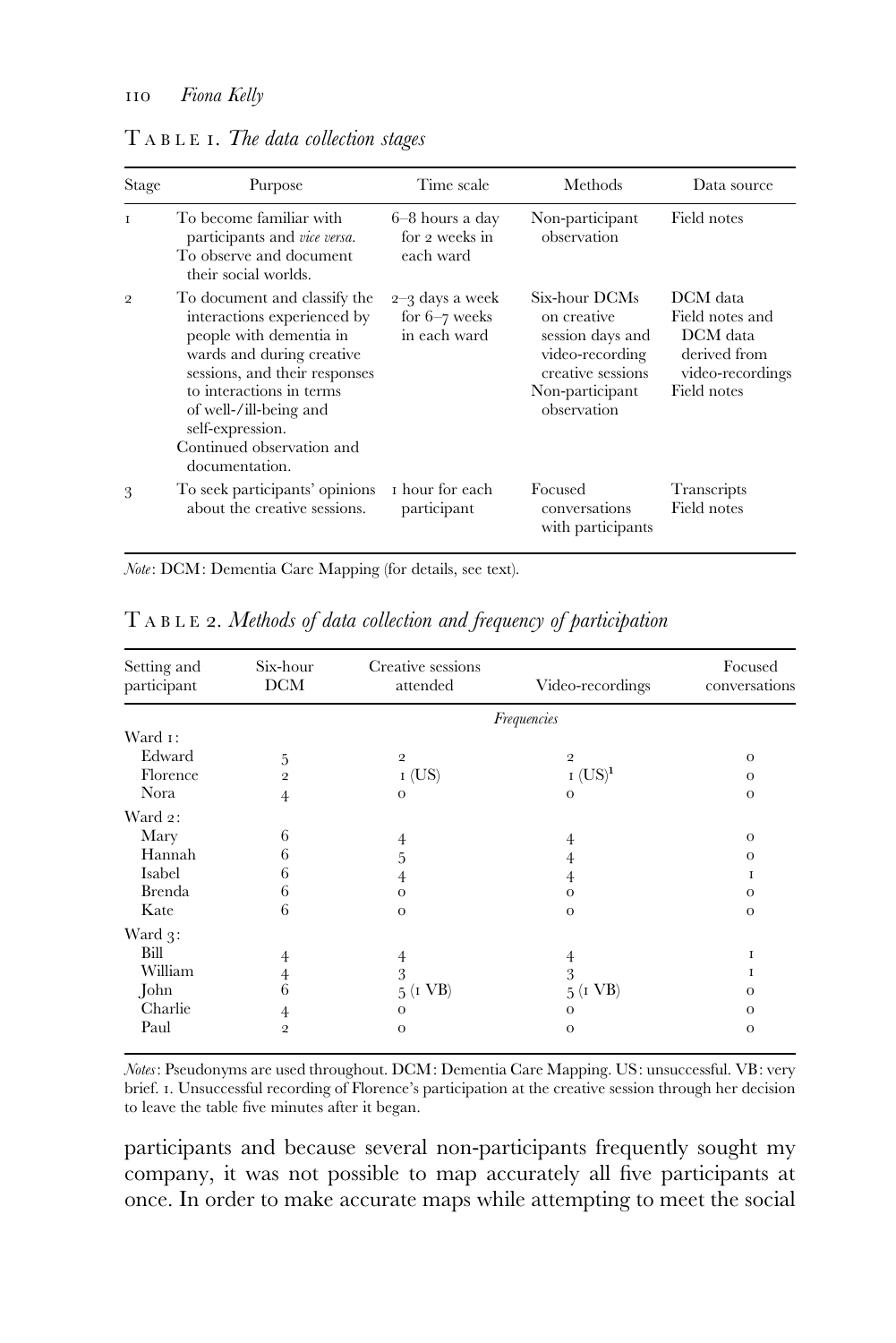TABLE 1. *The data collection stages*

| Stage | Purpose | Time scale | Methods | Data source |
|---|---|---|---|---|
| 1 | To become familiar with participants and *vice versa*. To observe and document their social worlds. | 6–8 hours a day for 2 weeks in each ward | Non-participant observation | Field notes |
| 2 | To document and classify the interactions experienced by people with dementia in wards and during creative sessions, and their responses to interactions in terms of well-/ill-being and self-expression. Continued observation and documentation. | 2–3 days a week for 6–7 weeks in each ward | Six-hour DCMs on creative session days and video-recording creative sessions Non-participant observation | DCM data Field notes and DCM data derived from video-recordings Field notes |
| 3 | To seek participants' opinions about the creative sessions. | 1 hour for each participant | Focused conversations with participants | Transcripts Field notes |

*Note*: DCM: Dementia Care Mapping (for details, see text).

TABLE 2. *Methods of data collection and frequency of participation*

| Setting and participant | Six-hour DCM | Creative sessions attended | Video-recordings | Focused conversations |
|---|---|---|---|---|
| | | | *Frequencies* | |
| Ward 1: | | | | |
| Edward | 5 | 2 | 2 | 0 |
| Florence | 2 | 1 (US) | 1 (US)[1] | 0 |
| Nora | 4 | 0 | 0 | 0 |
| Ward 2: | | | | |
| Mary | 6 | 4 | 4 | 0 |
| Hannah | 6 | 5 | 4 | 0 |
| Isabel | 6 | 4 | 4 | 1 |
| Brenda | 6 | 0 | 0 | 0 |
| Kate | 6 | 0 | 0 | 0 |
| Ward 3: | | | | |
| Bill | 4 | 4 | 4 | 1 |
| William | 4 | 3 | 3 | 1 |
| John | 6 | 5 (1 VB) | 5 (1 VB) | 0 |
| Charlie | 4 | 0 | 0 | 0 |
| Paul | 2 | 0 | 0 | 0 |

*Notes*: Pseudonyms are used throughout. DCM: Dementia Care Mapping. US: unsuccessful. VB: very brief. 1. Unsuccessful recording of Florence's participation at the creative session through her decision to leave the table five minutes after it began.

participants and because several non-participants frequently sought my company, it was not possible to map accurately all five participants at once. In order to make accurate maps while attempting to meet the social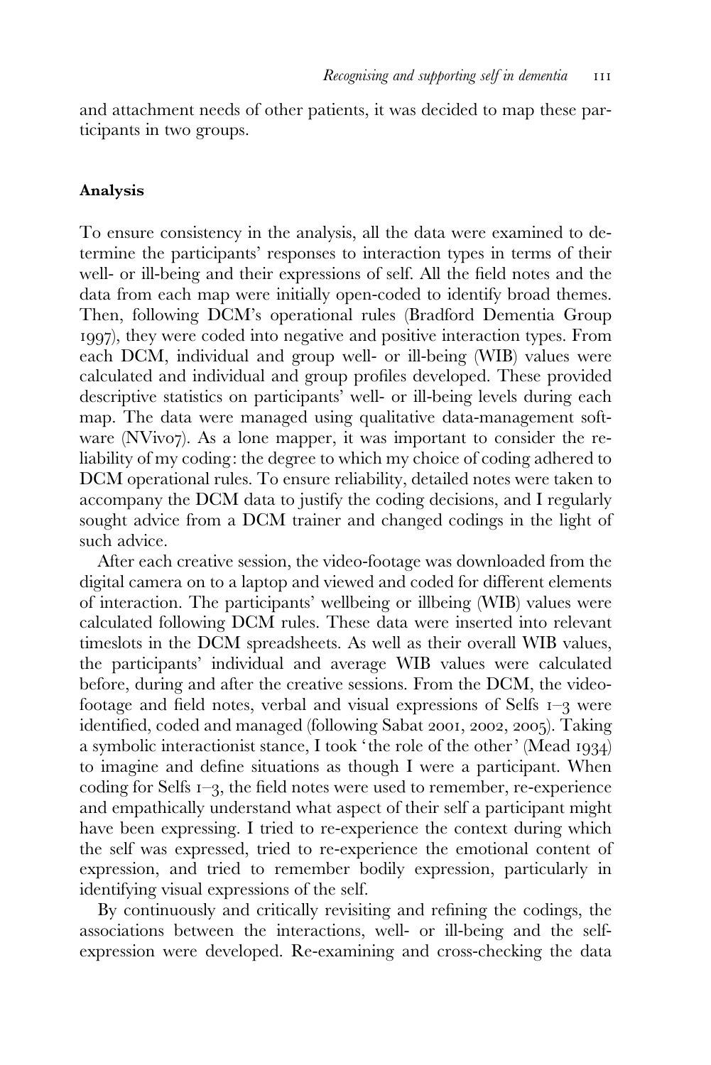and attachment needs of other patients, it was decided to map these participants in two groups.

### Analysis

To ensure consistency in the analysis, all the data were examined to determine the participants' responses to interaction types in terms of their well- or ill-being and their expressions of self. All the field notes and the data from each map were initially open-coded to identify broad themes. Then, following DCM's operational rules (Bradford Dementia Group 1997), they were coded into negative and positive interaction types. From each DCM, individual and group well- or ill-being (WIB) values were calculated and individual and group profiles developed. These provided descriptive statistics on participants' well- or ill-being levels during each map. The data were managed using qualitative data-management software (NVivo7). As a lone mapper, it was important to consider the reliability of my coding: the degree to which my choice of coding adhered to DCM operational rules. To ensure reliability, detailed notes were taken to accompany the DCM data to justify the coding decisions, and I regularly sought advice from a DCM trainer and changed codings in the light of such advice.

After each creative session, the video-footage was downloaded from the digital camera on to a laptop and viewed and coded for different elements of interaction. The participants' wellbeing or illbeing (WIB) values were calculated following DCM rules. These data were inserted into relevant timeslots in the DCM spreadsheets. As well as their overall WIB values, the participants' individual and average WIB values were calculated before, during and after the creative sessions. From the DCM, the video-footage and field notes, verbal and visual expressions of Selfs 1–3 were identified, coded and managed (following Sabat 2001, 2002, 2005). Taking a symbolic interactionist stance, I took 'the role of the other' (Mead 1934) to imagine and define situations as though I were a participant. When coding for Selfs 1–3, the field notes were used to remember, re-experience and empathically understand what aspect of their self a participant might have been expressing. I tried to re-experience the context during which the self was expressed, tried to re-experience the emotional content of expression, and tried to remember bodily expression, particularly in identifying visual expressions of the self.

By continuously and critically revisiting and refining the codings, the associations between the interactions, well- or ill-being and the self-expression were developed. Re-examining and cross-checking the data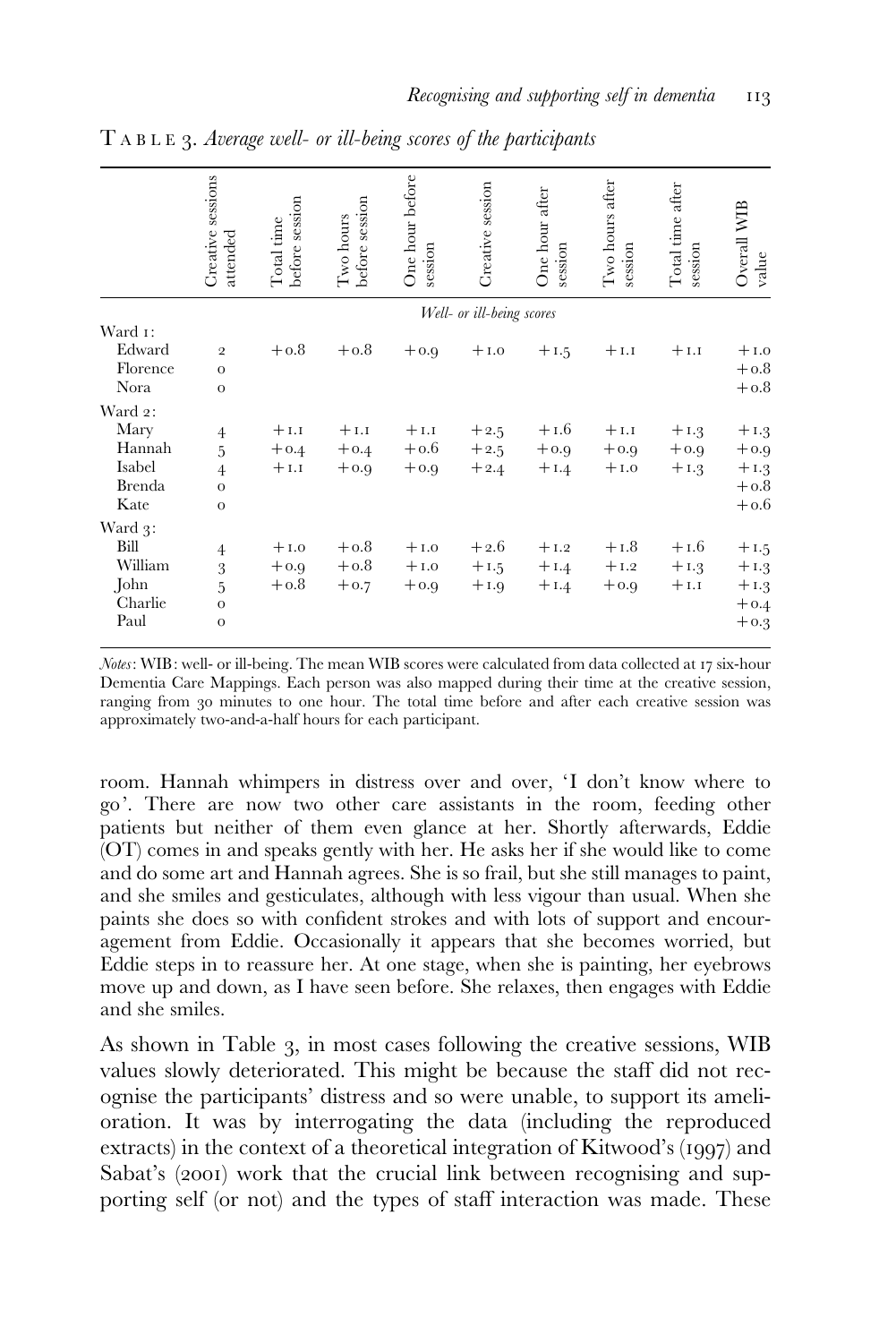TABLE 3. *Average well- or ill-being scores of the participants*

| | Creative sessions attended | Total time before session | Two hours before session | One hour before session | Creative session | One hour after session | Two hours after session | Total time after session | Overall WIB value |
|---|---|---|---|---|---|---|---|---|---|
| | *Well- or ill-being scores* | | | | | | | | |
| Ward 1: | | | | | | | | | |
| Edward | 2 | +0.8 | +0.8 | +0.9 | +1.0 | +1.5 | +1.1 | +1.1 | +1.0 |
| Florence | 0 | | | | | | | | +0.8 |
| Nora | 0 | | | | | | | | +0.8 |
| Ward 2: | | | | | | | | | |
| Mary | 4 | +1.1 | +1.1 | +1.1 | +2.5 | +1.6 | +1.1 | +1.3 | +1.3 |
| Hannah | 5 | +0.4 | +0.4 | +0.6 | +2.5 | +0.9 | +0.9 | +0.9 | +0.9 |
| Isabel | 4 | +1.1 | +0.9 | +0.9 | +2.4 | +1.4 | +1.0 | +1.3 | +1.3 |
| Brenda | 0 | | | | | | | | +0.8 |
| Kate | 0 | | | | | | | | +0.6 |
| Ward 3: | | | | | | | | | |
| Bill | 4 | +1.0 | +0.8 | +1.0 | +2.6 | +1.2 | +1.8 | +1.6 | +1.5 |
| William | 3 | +0.9 | +0.8 | +1.0 | +1.5 | +1.4 | +1.2 | +1.3 | +1.3 |
| John | 5 | +0.8 | +0.7 | +0.9 | +1.9 | +1.4 | +0.9 | +1.1 | +1.3 |
| Charlie | 0 | | | | | | | | +0.4 |
| Paul | 0 | | | | | | | | +0.3 |

*Notes*: WIB: well- or ill-being. The mean WIB scores were calculated from data collected at 17 six-hour Dementia Care Mappings. Each person was also mapped during their time at the creative session, ranging from 30 minutes to one hour. The total time before and after each creative session was approximately two-and-a-half hours for each participant.

room. Hannah whimpers in distress over and over, 'I don't know where to go'. There are now two other care assistants in the room, feeding other patients but neither of them even glance at her. Shortly afterwards, Eddie (OT) comes in and speaks gently with her. He asks her if she would like to come and do some art and Hannah agrees. She is so frail, but she still manages to paint, and she smiles and gesticulates, although with less vigour than usual. When she paints she does so with confident strokes and with lots of support and encouragement from Eddie. Occasionally it appears that she becomes worried, but Eddie steps in to reassure her. At one stage, when she is painting, her eyebrows move up and down, as I have seen before. She relaxes, then engages with Eddie and she smiles.

As shown in Table 3, in most cases following the creative sessions, WIB values slowly deteriorated. This might be because the staff did not recognise the participants' distress and so were unable, to support its amelioration. It was by interrogating the data (including the reproduced extracts) in the context of a theoretical integration of Kitwood's (1997) and Sabat's (2001) work that the crucial link between recognising and supporting self (or not) and the types of staff interaction was made. These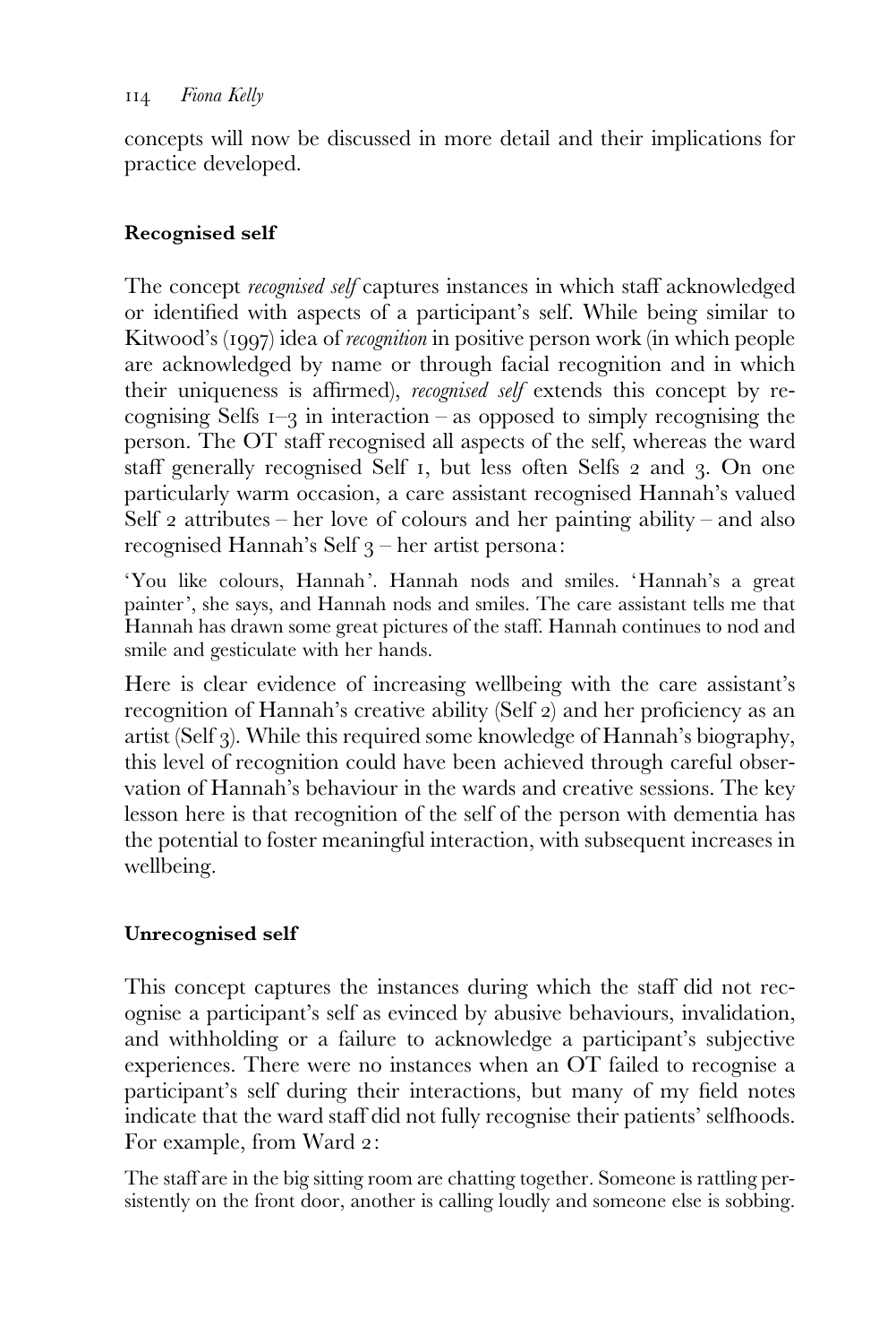concepts will now be discussed in more detail and their implications for practice developed.

### Recognised self

The concept *recognised self* captures instances in which staff acknowledged or identified with aspects of a participant's self. While being similar to Kitwood's (1997) idea of *recognition* in positive person work (in which people are acknowledged by name or through facial recognition and in which their uniqueness is affirmed), *recognised self* extends this concept by recognising Selfs 1–3 in interaction – as opposed to simply recognising the person. The OT staff recognised all aspects of the self, whereas the ward staff generally recognised Self 1, but less often Selfs 2 and 3. On one particularly warm occasion, a care assistant recognised Hannah's valued Self 2 attributes – her love of colours and her painting ability – and also recognised Hannah's Self 3 – her artist persona:

> 'You like colours, Hannah'. Hannah nods and smiles. 'Hannah's a great painter', she says, and Hannah nods and smiles. The care assistant tells me that Hannah has drawn some great pictures of the staff. Hannah continues to nod and smile and gesticulate with her hands.

Here is clear evidence of increasing wellbeing with the care assistant's recognition of Hannah's creative ability (Self 2) and her proficiency as an artist (Self 3). While this required some knowledge of Hannah's biography, this level of recognition could have been achieved through careful observation of Hannah's behaviour in the wards and creative sessions. The key lesson here is that recognition of the self of the person with dementia has the potential to foster meaningful interaction, with subsequent increases in wellbeing.

### Unrecognised self

This concept captures the instances during which the staff did not recognise a participant's self as evinced by abusive behaviours, invalidation, and withholding or a failure to acknowledge a participant's subjective experiences. There were no instances when an OT failed to recognise a participant's self during their interactions, but many of my field notes indicate that the ward staff did not fully recognise their patients' selfhoods. For example, from Ward 2:

> The staff are in the big sitting room are chatting together. Someone is rattling persistently on the front door, another is calling loudly and someone else is sobbing.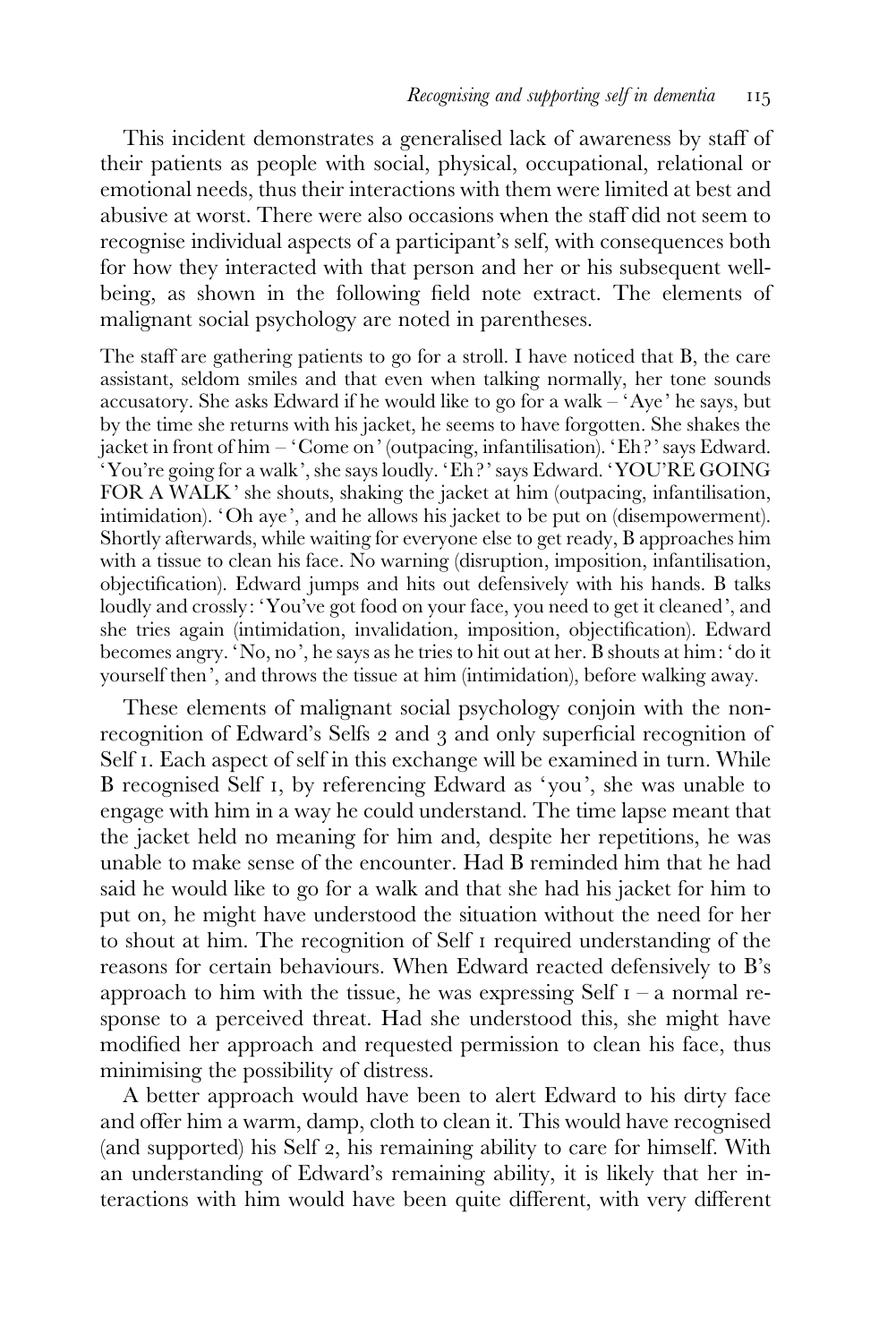This incident demonstrates a generalised lack of awareness by staff of their patients as people with social, physical, occupational, relational or emotional needs, thus their interactions with them were limited at best and abusive at worst. There were also occasions when the staff did not seem to recognise individual aspects of a participant's self, with consequences both for how they interacted with that person and her or his subsequent well-being, as shown in the following field note extract. The elements of malignant social psychology are noted in parentheses.

> The staff are gathering patients to go for a stroll. I have noticed that B, the care assistant, seldom smiles and that even when talking normally, her tone sounds accusatory. She asks Edward if he would like to go for a walk – 'Aye' he says, but by the time she returns with his jacket, he seems to have forgotten. She shakes the jacket in front of him – 'Come on' (outpacing, infantilisation). 'Eh?' says Edward. 'You're going for a walk', she says loudly. 'Eh?' says Edward. 'YOU'RE GOING FOR A WALK' she shouts, shaking the jacket at him (outpacing, infantilisation, intimidation). 'Oh aye', and he allows his jacket to be put on (disempowerment). Shortly afterwards, while waiting for everyone else to get ready, B approaches him with a tissue to clean his face. No warning (disruption, imposition, infantilisation, objectification). Edward jumps and hits out defensively with his hands. B talks loudly and crossly: 'You've got food on your face, you need to get it cleaned', and she tries again (intimidation, invalidation, imposition, objectification). Edward becomes angry. 'No, no', he says as he tries to hit out at her. B shouts at him: 'do it yourself then', and throws the tissue at him (intimidation), before walking away.

These elements of malignant social psychology conjoin with the non-recognition of Edward's Selfs 2 and 3 and only superficial recognition of Self 1. Each aspect of self in this exchange will be examined in turn. While B recognised Self 1, by referencing Edward as 'you', she was unable to engage with him in a way he could understand. The time lapse meant that the jacket held no meaning for him and, despite her repetitions, he was unable to make sense of the encounter. Had B reminded him that he had said he would like to go for a walk and that she had his jacket for him to put on, he might have understood the situation without the need for her to shout at him. The recognition of Self 1 required understanding of the reasons for certain behaviours. When Edward reacted defensively to B's approach to him with the tissue, he was expressing Self 1 – a normal response to a perceived threat. Had she understood this, she might have modified her approach and requested permission to clean his face, thus minimising the possibility of distress.

A better approach would have been to alert Edward to his dirty face and offer him a warm, damp, cloth to clean it. This would have recognised (and supported) his Self 2, his remaining ability to care for himself. With an understanding of Edward's remaining ability, it is likely that her interactions with him would have been quite different, with very different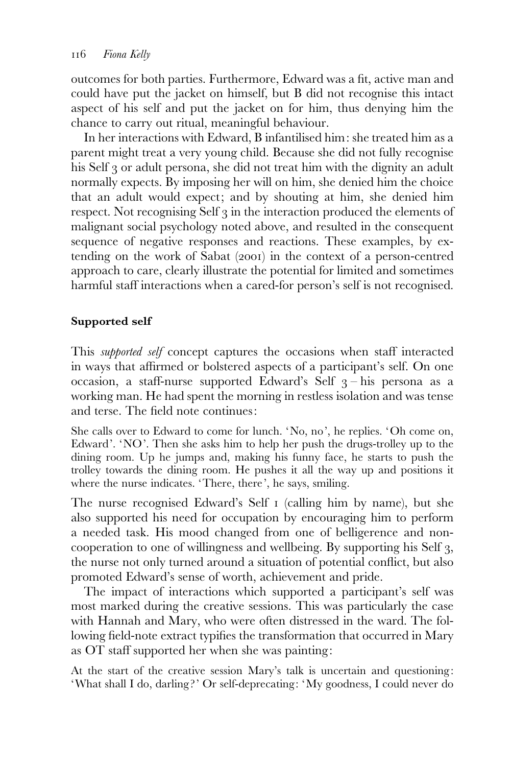outcomes for both parties. Furthermore, Edward was a fit, active man and could have put the jacket on himself, but B did not recognise this intact aspect of his self and put the jacket on for him, thus denying him the chance to carry out ritual, meaningful behaviour.

In her interactions with Edward, B infantilised him: she treated him as a parent might treat a very young child. Because she did not fully recognise his Self 3 or adult persona, she did not treat him with the dignity an adult normally expects. By imposing her will on him, she denied him the choice that an adult would expect; and by shouting at him, she denied him respect. Not recognising Self 3 in the interaction produced the elements of malignant social psychology noted above, and resulted in the consequent sequence of negative responses and reactions. These examples, by extending on the work of Sabat (2001) in the context of a person-centred approach to care, clearly illustrate the potential for limited and sometimes harmful staff interactions when a cared-for person's self is not recognised.

**Supported self**

This *supported self* concept captures the occasions when staff interacted in ways that affirmed or bolstered aspects of a participant's self. On one occasion, a staff-nurse supported Edward's Self 3 – his persona as a working man. He had spent the morning in restless isolation and was tense and terse. The field note continues:

She calls over to Edward to come for lunch. 'No, no', he replies. 'Oh come on, Edward'. 'NO'. Then she asks him to help her push the drugs-trolley up to the dining room. Up he jumps and, making his funny face, he starts to push the trolley towards the dining room. He pushes it all the way up and positions it where the nurse indicates. 'There, there', he says, smiling.

The nurse recognised Edward's Self 1 (calling him by name), but she also supported his need for occupation by encouraging him to perform a needed task. His mood changed from one of belligerence and non-cooperation to one of willingness and wellbeing. By supporting his Self 3, the nurse not only turned around a situation of potential conflict, but also promoted Edward's sense of worth, achievement and pride.

The impact of interactions which supported a participant's self was most marked during the creative sessions. This was particularly the case with Hannah and Mary, who were often distressed in the ward. The following field-note extract typifies the transformation that occurred in Mary as OT staff supported her when she was painting:

At the start of the creative session Mary's talk is uncertain and questioning: 'What shall I do, darling?' Or self-deprecating: 'My goodness, I could never do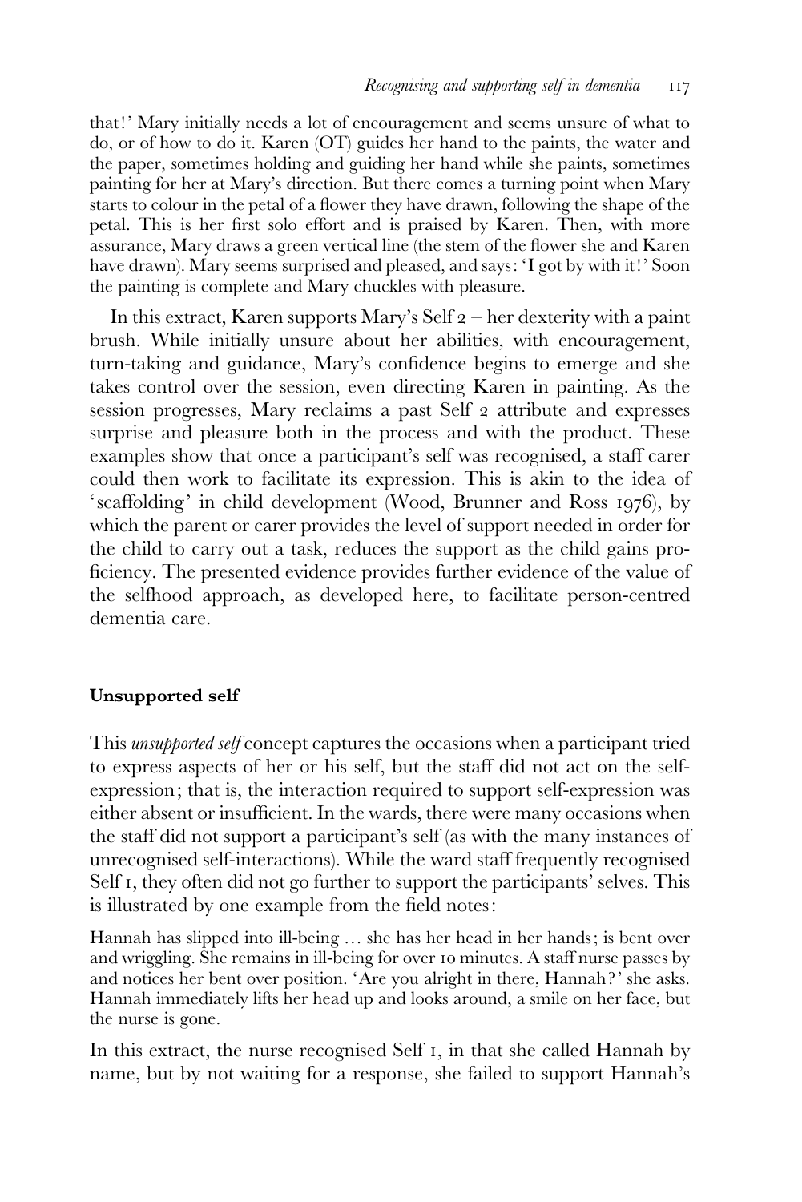that!' Mary initially needs a lot of encouragement and seems unsure of what to do, or of how to do it. Karen (OT) guides her hand to the paints, the water and the paper, sometimes holding and guiding her hand while she paints, sometimes painting for her at Mary's direction. But there comes a turning point when Mary starts to colour in the petal of a flower they have drawn, following the shape of the petal. This is her first solo effort and is praised by Karen. Then, with more assurance, Mary draws a green vertical line (the stem of the flower she and Karen have drawn). Mary seems surprised and pleased, and says: 'I got by with it!' Soon the painting is complete and Mary chuckles with pleasure.

In this extract, Karen supports Mary's Self 2 – her dexterity with a paint brush. While initially unsure about her abilities, with encouragement, turn-taking and guidance, Mary's confidence begins to emerge and she takes control over the session, even directing Karen in painting. As the session progresses, Mary reclaims a past Self 2 attribute and expresses surprise and pleasure both in the process and with the product. These examples show that once a participant's self was recognised, a staff carer could then work to facilitate its expression. This is akin to the idea of 'scaffolding' in child development (Wood, Brunner and Ross 1976), by which the parent or carer provides the level of support needed in order for the child to carry out a task, reduces the support as the child gains proficiency. The presented evidence provides further evidence of the value of the selfhood approach, as developed here, to facilitate person-centred dementia care.

### Unsupported self

This *unsupported self* concept captures the occasions when a participant tried to express aspects of her or his self, but the staff did not act on the self-expression; that is, the interaction required to support self-expression was either absent or insufficient. In the wards, there were many occasions when the staff did not support a participant's self (as with the many instances of unrecognised self-interactions). While the ward staff frequently recognised Self 1, they often did not go further to support the participants' selves. This is illustrated by one example from the field notes:

Hannah has slipped into ill-being … she has her head in her hands; is bent over and wriggling. She remains in ill-being for over 10 minutes. A staff nurse passes by and notices her bent over position. 'Are you alright in there, Hannah?' she asks. Hannah immediately lifts her head up and looks around, a smile on her face, but the nurse is gone.

In this extract, the nurse recognised Self 1, in that she called Hannah by name, but by not waiting for a response, she failed to support Hannah's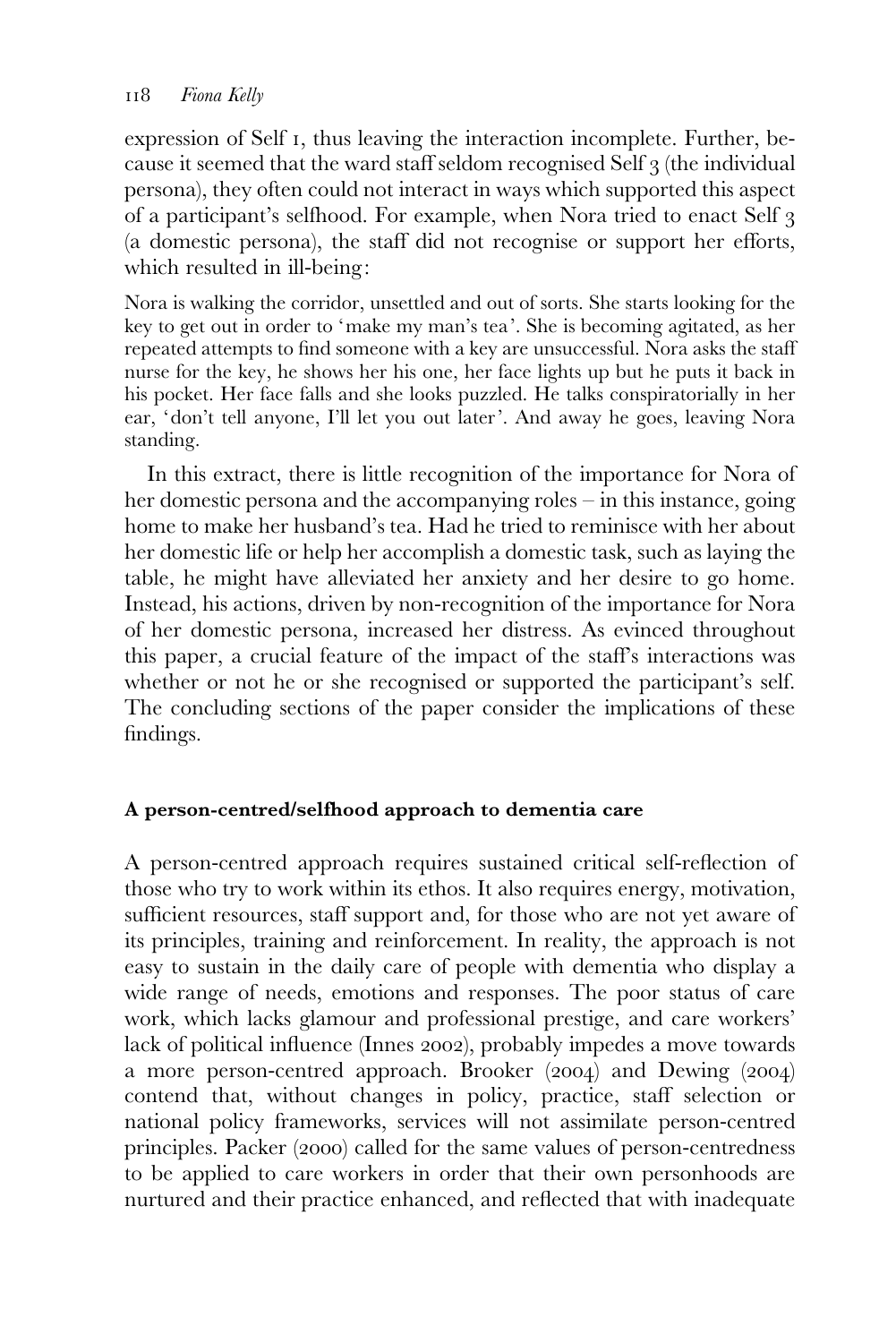expression of Self 1, thus leaving the interaction incomplete. Further, because it seemed that the ward staff seldom recognised Self 3 (the individual persona), they often could not interact in ways which supported this aspect of a participant's selfhood. For example, when Nora tried to enact Self 3 (a domestic persona), the staff did not recognise or support her efforts, which resulted in ill-being:

> Nora is walking the corridor, unsettled and out of sorts. She starts looking for the key to get out in order to 'make my man's tea'. She is becoming agitated, as her repeated attempts to find someone with a key are unsuccessful. Nora asks the staff nurse for the key, he shows her his one, her face lights up but he puts it back in his pocket. Her face falls and she looks puzzled. He talks conspiratorially in her ear, 'don't tell anyone, I'll let you out later'. And away he goes, leaving Nora standing.

In this extract, there is little recognition of the importance for Nora of her domestic persona and the accompanying roles – in this instance, going home to make her husband's tea. Had he tried to reminisce with her about her domestic life or help her accomplish a domestic task, such as laying the table, he might have alleviated her anxiety and her desire to go home. Instead, his actions, driven by non-recognition of the importance for Nora of her domestic persona, increased her distress. As evinced throughout this paper, a crucial feature of the impact of the staff's interactions was whether or not he or she recognised or supported the participant's self. The concluding sections of the paper consider the implications of these findings.

## A person-centred/selfhood approach to dementia care

A person-centred approach requires sustained critical self-reflection of those who try to work within its ethos. It also requires energy, motivation, sufficient resources, staff support and, for those who are not yet aware of its principles, training and reinforcement. In reality, the approach is not easy to sustain in the daily care of people with dementia who display a wide range of needs, emotions and responses. The poor status of care work, which lacks glamour and professional prestige, and care workers' lack of political influence (Innes 2002), probably impedes a move towards a more person-centred approach. Brooker (2004) and Dewing (2004) contend that, without changes in policy, practice, staff selection or national policy frameworks, services will not assimilate person-centred principles. Packer (2000) called for the same values of person-centredness to be applied to care workers in order that their own personhoods are nurtured and their practice enhanced, and reflected that with inadequate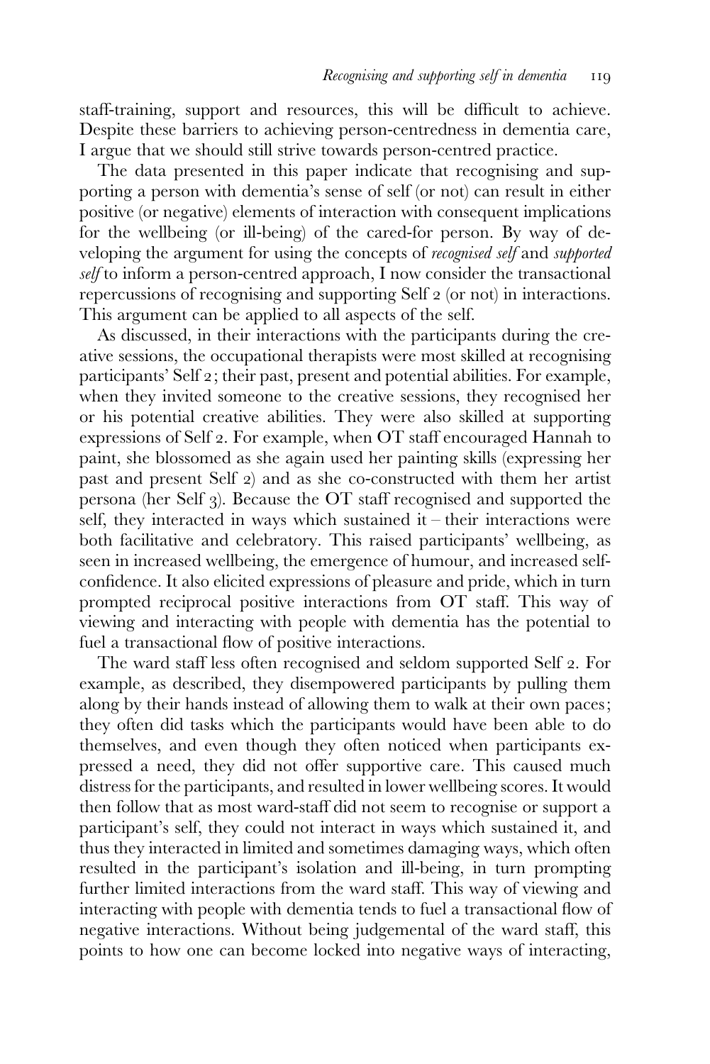staff-training, support and resources, this will be difficult to achieve. Despite these barriers to achieving person-centredness in dementia care, I argue that we should still strive towards person-centred practice.

The data presented in this paper indicate that recognising and supporting a person with dementia's sense of self (or not) can result in either positive (or negative) elements of interaction with consequent implications for the wellbeing (or ill-being) of the cared-for person. By way of developing the argument for using the concepts of *recognised self* and *supported self* to inform a person-centred approach, I now consider the transactional repercussions of recognising and supporting Self 2 (or not) in interactions. This argument can be applied to all aspects of the self.

As discussed, in their interactions with the participants during the creative sessions, the occupational therapists were most skilled at recognising participants' Self 2; their past, present and potential abilities. For example, when they invited someone to the creative sessions, they recognised her or his potential creative abilities. They were also skilled at supporting expressions of Self 2. For example, when OT staff encouraged Hannah to paint, she blossomed as she again used her painting skills (expressing her past and present Self 2) and as she co-constructed with them her artist persona (her Self 3). Because the OT staff recognised and supported the self, they interacted in ways which sustained it – their interactions were both facilitative and celebratory. This raised participants' wellbeing, as seen in increased wellbeing, the emergence of humour, and increased self-confidence. It also elicited expressions of pleasure and pride, which in turn prompted reciprocal positive interactions from OT staff. This way of viewing and interacting with people with dementia has the potential to fuel a transactional flow of positive interactions.

The ward staff less often recognised and seldom supported Self 2. For example, as described, they disempowered participants by pulling them along by their hands instead of allowing them to walk at their own paces; they often did tasks which the participants would have been able to do themselves, and even though they often noticed when participants expressed a need, they did not offer supportive care. This caused much distress for the participants, and resulted in lower wellbeing scores. It would then follow that as most ward-staff did not seem to recognise or support a participant's self, they could not interact in ways which sustained it, and thus they interacted in limited and sometimes damaging ways, which often resulted in the participant's isolation and ill-being, in turn prompting further limited interactions from the ward staff. This way of viewing and interacting with people with dementia tends to fuel a transactional flow of negative interactions. Without being judgemental of the ward staff, this points to how one can become locked into negative ways of interacting,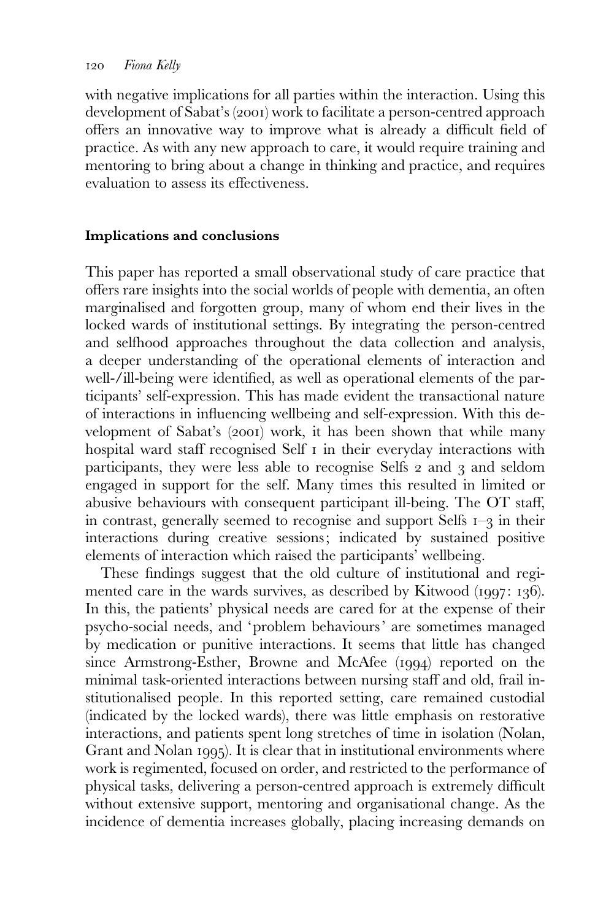with negative implications for all parties within the interaction. Using this development of Sabat's (2001) work to facilitate a person-centred approach offers an innovative way to improve what is already a difficult field of practice. As with any new approach to care, it would require training and mentoring to bring about a change in thinking and practice, and requires evaluation to assess its effectiveness.

### Implications and conclusions

This paper has reported a small observational study of care practice that offers rare insights into the social worlds of people with dementia, an often marginalised and forgotten group, many of whom end their lives in the locked wards of institutional settings. By integrating the person-centred and selfhood approaches throughout the data collection and analysis, a deeper understanding of the operational elements of interaction and well-/ill-being were identified, as well as operational elements of the participants' self-expression. This has made evident the transactional nature of interactions in influencing wellbeing and self-expression. With this development of Sabat's (2001) work, it has been shown that while many hospital ward staff recognised Self 1 in their everyday interactions with participants, they were less able to recognise Selfs 2 and 3 and seldom engaged in support for the self. Many times this resulted in limited or abusive behaviours with consequent participant ill-being. The OT staff, in contrast, generally seemed to recognise and support Selfs 1–3 in their interactions during creative sessions; indicated by sustained positive elements of interaction which raised the participants' wellbeing.

These findings suggest that the old culture of institutional and regimented care in the wards survives, as described by Kitwood (1997: 136). In this, the patients' physical needs are cared for at the expense of their psycho-social needs, and 'problem behaviours' are sometimes managed by medication or punitive interactions. It seems that little has changed since Armstrong-Esther, Browne and McAfee (1994) reported on the minimal task-oriented interactions between nursing staff and old, frail institutionalised people. In this reported setting, care remained custodial (indicated by the locked wards), there was little emphasis on restorative interactions, and patients spent long stretches of time in isolation (Nolan, Grant and Nolan 1995). It is clear that in institutional environments where work is regimented, focused on order, and restricted to the performance of physical tasks, delivering a person-centred approach is extremely difficult without extensive support, mentoring and organisational change. As the incidence of dementia increases globally, placing increasing demands on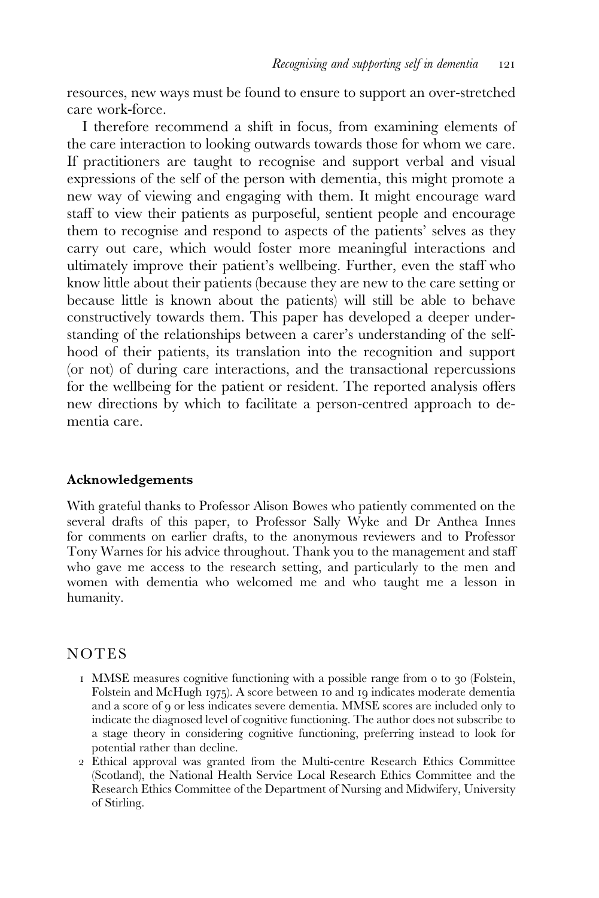resources, new ways must be found to ensure to support an over-stretched care work-force.

I therefore recommend a shift in focus, from examining elements of the care interaction to looking outwards towards those for whom we care. If practitioners are taught to recognise and support verbal and visual expressions of the self of the person with dementia, this might promote a new way of viewing and engaging with them. It might encourage ward staff to view their patients as purposeful, sentient people and encourage them to recognise and respond to aspects of the patients' selves as they carry out care, which would foster more meaningful interactions and ultimately improve their patient's wellbeing. Further, even the staff who know little about their patients (because they are new to the care setting or because little is known about the patients) will still be able to behave constructively towards them. This paper has developed a deeper understanding of the relationships between a carer's understanding of the selfhood of their patients, its translation into the recognition and support (or not) of during care interactions, and the transactional repercussions for the wellbeing for the patient or resident. The reported analysis offers new directions by which to facilitate a person-centred approach to dementia care.

#### Acknowledgements

With grateful thanks to Professor Alison Bowes who patiently commented on the several drafts of this paper, to Professor Sally Wyke and Dr Anthea Innes for comments on earlier drafts, to the anonymous reviewers and to Professor Tony Warnes for his advice throughout. Thank you to the management and staff who gave me access to the research setting, and particularly to the men and women with dementia who welcomed me and who taught me a lesson in humanity.

## NOTES

1 MMSE measures cognitive functioning with a possible range from 0 to 30 (Folstein, Folstein and McHugh 1975). A score between 10 and 19 indicates moderate dementia and a score of 9 or less indicates severe dementia. MMSE scores are included only to indicate the diagnosed level of cognitive functioning. The author does not subscribe to a stage theory in considering cognitive functioning, preferring instead to look for potential rather than decline.

2 Ethical approval was granted from the Multi-centre Research Ethics Committee (Scotland), the National Health Service Local Research Ethics Committee and the Research Ethics Committee of the Department of Nursing and Midwifery, University of Stirling.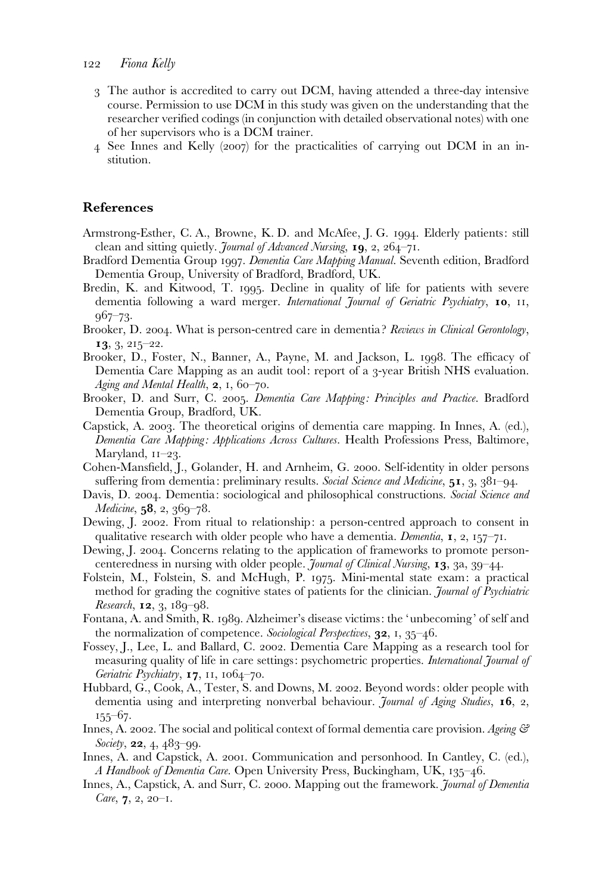3 The author is accredited to carry out DCM, having attended a three-day intensive course. Permission to use DCM in this study was given on the understanding that the researcher verified codings (in conjunction with detailed observational notes) with one of her supervisors who is a DCM trainer.

4 See Innes and Kelly (2007) for the practicalities of carrying out DCM in an institution.

## References

Armstrong-Esther, C. A., Browne, K. D. and McAfee, J. G. 1994. Elderly patients: still clean and sitting quietly. *Journal of Advanced Nursing*, **19**, 2, 264–71.

Bradford Dementia Group 1997. *Dementia Care Mapping Manual*. Seventh edition, Bradford Dementia Group, University of Bradford, Bradford, UK.

Bredin, K. and Kitwood, T. 1995. Decline in quality of life for patients with severe dementia following a ward merger. *International Journal of Geriatric Psychiatry*, **10**, 11, 967–73.

Brooker, D. 2004. What is person-centred care in dementia? *Reviews in Clinical Gerontology*, **13**, 3, 215–22.

Brooker, D., Foster, N., Banner, A., Payne, M. and Jackson, L. 1998. The efficacy of Dementia Care Mapping as an audit tool: report of a 3-year British NHS evaluation. *Aging and Mental Health*, **2**, 1, 60–70.

Brooker, D. and Surr, C. 2005. *Dementia Care Mapping: Principles and Practice*. Bradford Dementia Group, Bradford, UK.

Capstick, A. 2003. The theoretical origins of dementia care mapping. In Innes, A. (ed.), *Dementia Care Mapping: Applications Across Cultures*. Health Professions Press, Baltimore, Maryland, 11–23.

Cohen-Mansfield, J., Golander, H. and Arnheim, G. 2000. Self-identity in older persons suffering from dementia: preliminary results. *Social Science and Medicine*, **51**, 3, 381–94.

Davis, D. 2004. Dementia: sociological and philosophical constructions. *Social Science and Medicine*, **58**, 2, 369–78.

Dewing, J. 2002. From ritual to relationship: a person-centred approach to consent in qualitative research with older people who have a dementia. *Dementia*, **1**, 2, 157–71.

Dewing, J. 2004. Concerns relating to the application of frameworks to promote person-centeredness in nursing with older people. *Journal of Clinical Nursing*, **13**, 3a, 39–44.

Folstein, M., Folstein, S. and McHugh, P. 1975. Mini-mental state exam: a practical method for grading the cognitive states of patients for the clinician. *Journal of Psychiatric Research*, **12**, 3, 189–98.

Fontana, A. and Smith, R. 1989. Alzheimer's disease victims: the 'unbecoming' of self and the normalization of competence. *Sociological Perspectives*, **32**, 1, 35–46.

Fossey, J., Lee, L. and Ballard, C. 2002. Dementia Care Mapping as a research tool for measuring quality of life in care settings: psychometric properties. *International Journal of Geriatric Psychiatry*, **17**, 11, 1064–70.

Hubbard, G., Cook, A., Tester, S. and Downs, M. 2002. Beyond words: older people with dementia using and interpreting nonverbal behaviour. *Journal of Aging Studies*, **16**, 2, 155–67.

Innes, A. 2002. The social and political context of formal dementia care provision. *Ageing & Society*, **22**, 4, 483–99.

Innes, A. and Capstick, A. 2001. Communication and personhood. In Cantley, C. (ed.), *A Handbook of Dementia Care*. Open University Press, Buckingham, UK, 135–46.

Innes, A., Capstick, A. and Surr, C. 2000. Mapping out the framework. *Journal of Dementia Care*, **7**, 2, 20–1.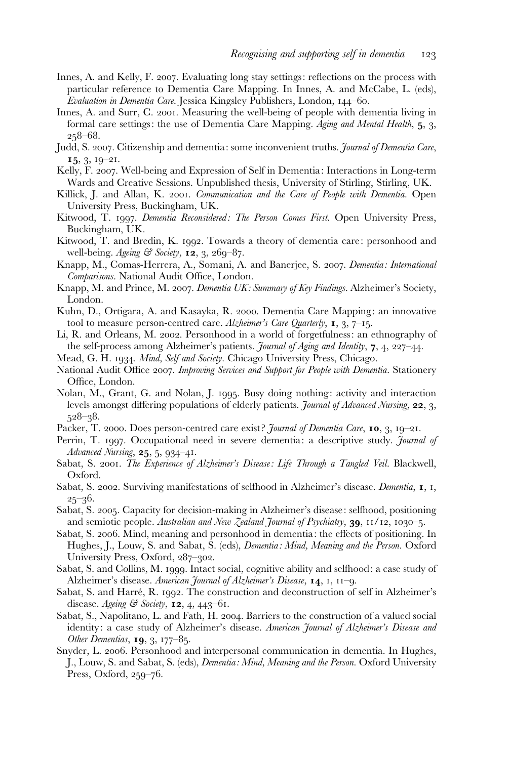Innes, A. and Kelly, F. 2007. Evaluating long stay settings: reflections on the process with particular reference to Dementia Care Mapping. In Innes, A. and McCabe, L. (eds), *Evaluation in Dementia Care*. Jessica Kingsley Publishers, London, 144–60.

Innes, A. and Surr, C. 2001. Measuring the well-being of people with dementia living in formal care settings: the use of Dementia Care Mapping. *Aging and Mental Health*, **5**, 3, 258–68.

Judd, S. 2007. Citizenship and dementia: some inconvenient truths. *Journal of Dementia Care*, **15**, 3, 19–21.

Kelly, F. 2007. Well-being and Expression of Self in Dementia: Interactions in Long-term Wards and Creative Sessions. Unpublished thesis, University of Stirling, Stirling, UK.

Killick, J. and Allan, K. 2001. *Communication and the Care of People with Dementia*. Open University Press, Buckingham, UK.

Kitwood, T. 1997. *Dementia Reconsidered: The Person Comes First*. Open University Press, Buckingham, UK.

Kitwood, T. and Bredin, K. 1992. Towards a theory of dementia care: personhood and well-being. *Ageing & Society*, **12**, 3, 269–87.

Knapp, M., Comas-Herrera, A., Somani, A. and Banerjee, S. 2007. *Dementia: International Comparisons*. National Audit Office, London.

Knapp, M. and Prince, M. 2007. *Dementia UK: Summary of Key Findings*. Alzheimer's Society, London.

Kuhn, D., Ortigara, A. and Kasayka, R. 2000. Dementia Care Mapping: an innovative tool to measure person-centred care. *Alzheimer's Care Quarterly*, **1**, 3, 7–15.

Li, R. and Orleans, M. 2002. Personhood in a world of forgetfulness: an ethnography of the self-process among Alzheimer's patients. *Journal of Aging and Identity*, **7**, 4, 227–44.

Mead, G. H. 1934. *Mind, Self and Society*. Chicago University Press, Chicago.

National Audit Office 2007. *Improving Services and Support for People with Dementia*. Stationery Office, London.

Nolan, M., Grant, G. and Nolan, J. 1995. Busy doing nothing: activity and interaction levels amongst differing populations of elderly patients. *Journal of Advanced Nursing*, **22**, 3, 528–38.

Packer, T. 2000. Does person-centred care exist? *Journal of Dementia Care*, **10**, 3, 19–21.

Perrin, T. 1997. Occupational need in severe dementia: a descriptive study. *Journal of Advanced Nursing*, **25**, 5, 934–41.

Sabat, S. 2001. *The Experience of Alzheimer's Disease: Life Through a Tangled Veil*. Blackwell, Oxford.

Sabat, S. 2002. Surviving manifestations of selfhood in Alzheimer's disease. *Dementia*, **1**, 1, 25–36.

Sabat, S. 2005. Capacity for decision-making in Alzheimer's disease: selfhood, positioning and semiotic people. *Australian and New Zealand Journal of Psychiatry*, **39**, 11/12, 1030–5.

Sabat, S. 2006. Mind, meaning and personhood in dementia: the effects of positioning. In Hughes, J., Louw, S. and Sabat, S. (eds), *Dementia: Mind, Meaning and the Person*. Oxford University Press, Oxford, 287–302.

Sabat, S. and Collins, M. 1999. Intact social, cognitive ability and selfhood: a case study of Alzheimer's disease. *American Journal of Alzheimer's Disease*, **14**, 1, 11–9.

Sabat, S. and Harré, R. 1992. The construction and deconstruction of self in Alzheimer's disease. *Ageing & Society*, **12**, 4, 443–61.

Sabat, S., Napolitano, L. and Fath, H. 2004. Barriers to the construction of a valued social identity: a case study of Alzheimer's disease. *American Journal of Alzheimer's Disease and Other Dementias*, **19**, 3, 177–85.

Snyder, L. 2006. Personhood and interpersonal communication in dementia. In Hughes, J., Louw, S. and Sabat, S. (eds), *Dementia: Mind, Meaning and the Person*. Oxford University Press, Oxford, 259–76.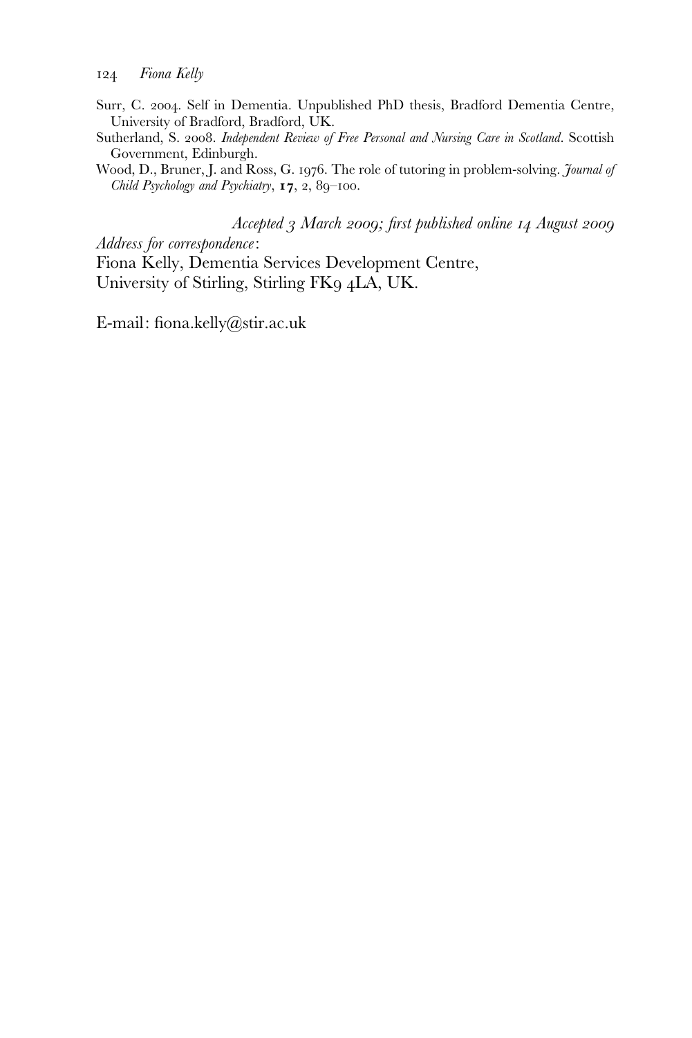Surr, C. 2004. Self in Dementia. Unpublished PhD thesis, Bradford Dementia Centre, University of Bradford, Bradford, UK.

Sutherland, S. 2008. *Independent Review of Free Personal and Nursing Care in Scotland*. Scottish Government, Edinburgh.

Wood, D., Bruner, J. and Ross, G. 1976. The role of tutoring in problem-solving. *Journal of Child Psychology and Psychiatry*, **17**, 2, 89–100.

*Accepted 3 March 2009; first published online 14 August 2009*

*Address for correspondence*:
Fiona Kelly, Dementia Services Development Centre,
University of Stirling, Stirling FK9 4LA, UK.

E-mail: fiona.kelly@stir.ac.uk